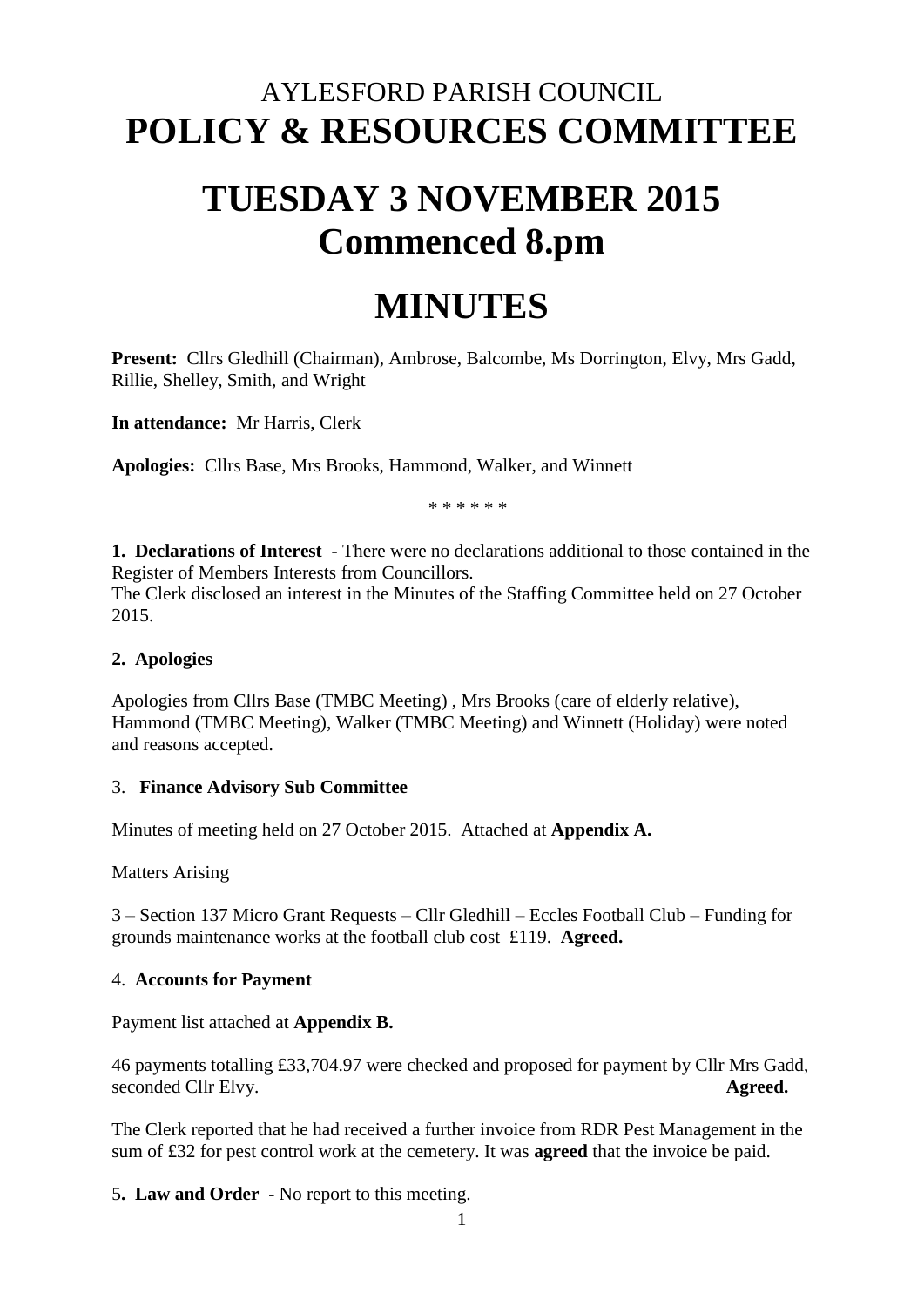# AYLESFORD PARISH COUNCIL
# POLICY & RESOURCES COMMITTEE

# TUESDAY 3 NOVEMBER 2015
# Commenced 8.pm

# MINUTES

**Present:** Cllrs Gledhill (Chairman), Ambrose, Balcombe, Ms Dorrington, Elvy, Mrs Gadd, Rillie, Shelley, Smith, and Wright

**In attendance:** Mr Harris, Clerk

**Apologies:** Cllrs Base, Mrs Brooks, Hammond, Walker, and Winnett

* * * * * *

**1. Declarations of Interest** - There were no declarations additional to those contained in the Register of Members Interests from Councillors.
The Clerk disclosed an interest in the Minutes of the Staffing Committee held on 27 October 2015.

**2. Apologies**

Apologies from Cllrs Base (TMBC Meeting) , Mrs Brooks (care of elderly relative), Hammond (TMBC Meeting), Walker (TMBC Meeting) and Winnett (Holiday) were noted and reasons accepted.

3. **Finance Advisory Sub Committee**

Minutes of meeting held on 27 October 2015. Attached at **Appendix A.**

Matters Arising

3 – Section 137 Micro Grant Requests – Cllr Gledhill – Eccles Football Club – Funding for grounds maintenance works at the football club cost £119. **Agreed.**

4. **Accounts for Payment**

Payment list attached at **Appendix B.**

46 payments totalling £33,704.97 were checked and proposed for payment by Cllr Mrs Gadd, seconded Cllr Elvy. **Agreed.**

The Clerk reported that he had received a further invoice from RDR Pest Management in the sum of £32 for pest control work at the cemetery. It was **agreed** that the invoice be paid.

5**. Law and Order -** No report to this meeting.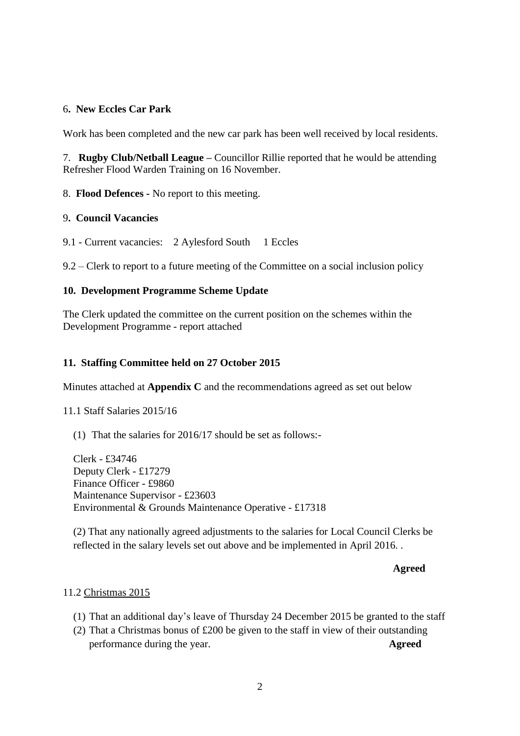6**. New Eccles Car Park**

Work has been completed and the new car park has been well received by local residents.

7. **Rugby Club/Netball League –** Councillor Rillie reported that he would be attending Refresher Flood Warden Training on 16 November.

8. **Flood Defences -** No report to this meeting.

9**. Council Vacancies**

9.1 - Current vacancies: 2 Aylesford South 1 Eccles

9.2 – Clerk to report to a future meeting of the Committee on a social inclusion policy

**10. Development Programme Scheme Update**

The Clerk updated the committee on the current position on the schemes within the Development Programme - report attached

**11. Staffing Committee held on 27 October 2015**

Minutes attached at **Appendix C** and the recommendations agreed as set out below

11.1 Staff Salaries 2015/16

(1) That the salaries for 2016/17 should be set as follows:-

Clerk - £34746
Deputy Clerk - £17279
Finance Officer - £9860
Maintenance Supervisor - £23603
Environmental & Grounds Maintenance Operative - £17318

(2) That any nationally agreed adjustments to the salaries for Local Council Clerks be reflected in the salary levels set out above and be implemented in April 2016. .

**Agreed**

11.2 Christmas 2015

(1) That an additional day's leave of Thursday 24 December 2015 be granted to the staff
(2) That a Christmas bonus of £200 be given to the staff in view of their outstanding performance during the year. **Agreed**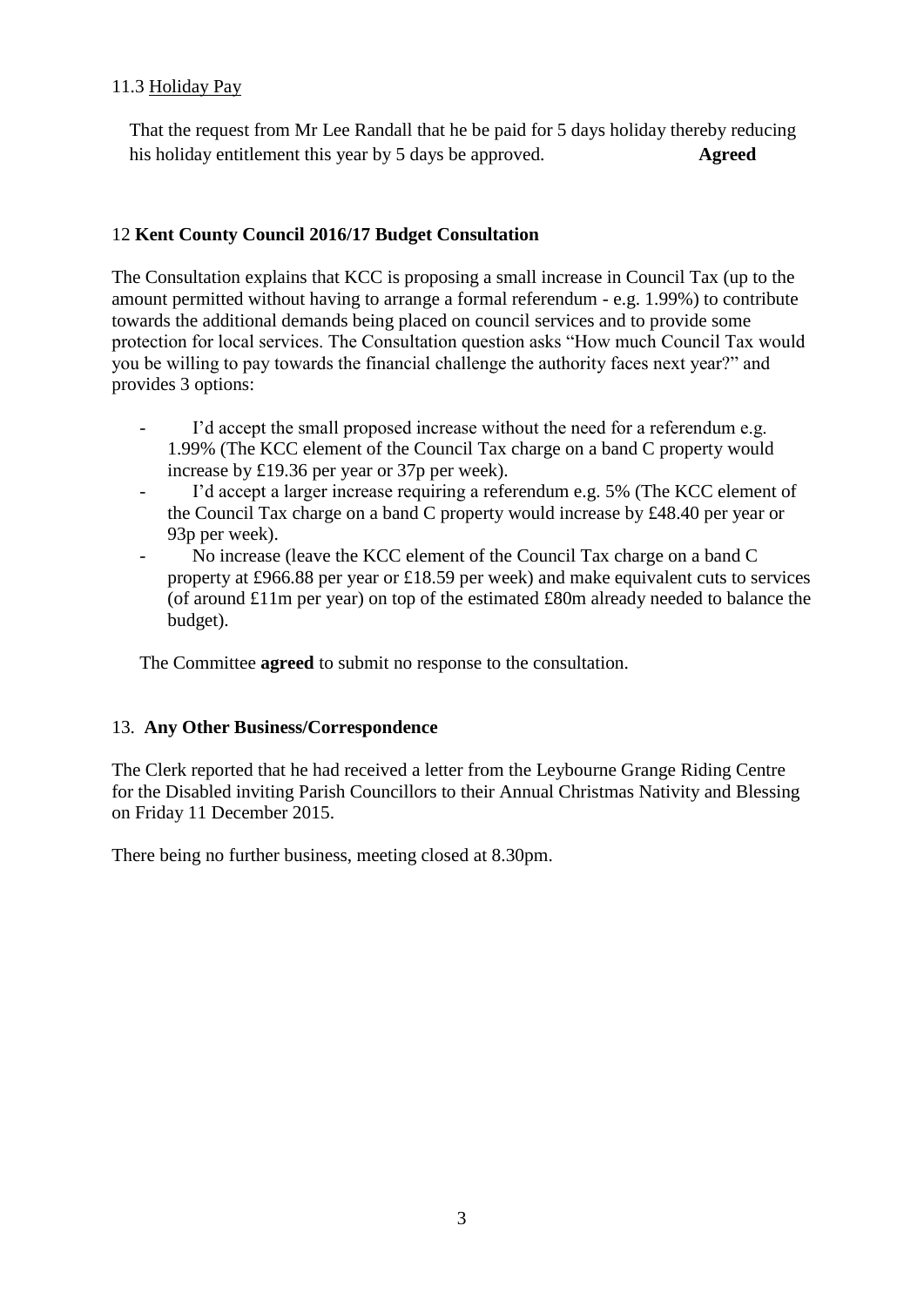11.3 Holiday Pay

That the request from Mr Lee Randall that he be paid for 5 days holiday thereby reducing his holiday entitlement this year by 5 days be approved. **Agreed**

## 12 **Kent County Council 2016/17 Budget Consultation**

The Consultation explains that KCC is proposing a small increase in Council Tax (up to the amount permitted without having to arrange a formal referendum - e.g. 1.99%) to contribute towards the additional demands being placed on council services and to provide some protection for local services. The Consultation question asks "How much Council Tax would you be willing to pay towards the financial challenge the authority faces next year?" and provides 3 options:

- I'd accept the small proposed increase without the need for a referendum e.g. 1.99% (The KCC element of the Council Tax charge on a band C property would increase by £19.36 per year or 37p per week).
- I'd accept a larger increase requiring a referendum e.g. 5% (The KCC element of the Council Tax charge on a band C property would increase by £48.40 per year or 93p per week).
- No increase (leave the KCC element of the Council Tax charge on a band C property at £966.88 per year or £18.59 per week) and make equivalent cuts to services (of around £11m per year) on top of the estimated £80m already needed to balance the budget).

The Committee **agreed** to submit no response to the consultation.

## 13. **Any Other Business/Correspondence**

The Clerk reported that he had received a letter from the Leybourne Grange Riding Centre for the Disabled inviting Parish Councillors to their Annual Christmas Nativity and Blessing on Friday 11 December 2015.

There being no further business, meeting closed at 8.30pm.